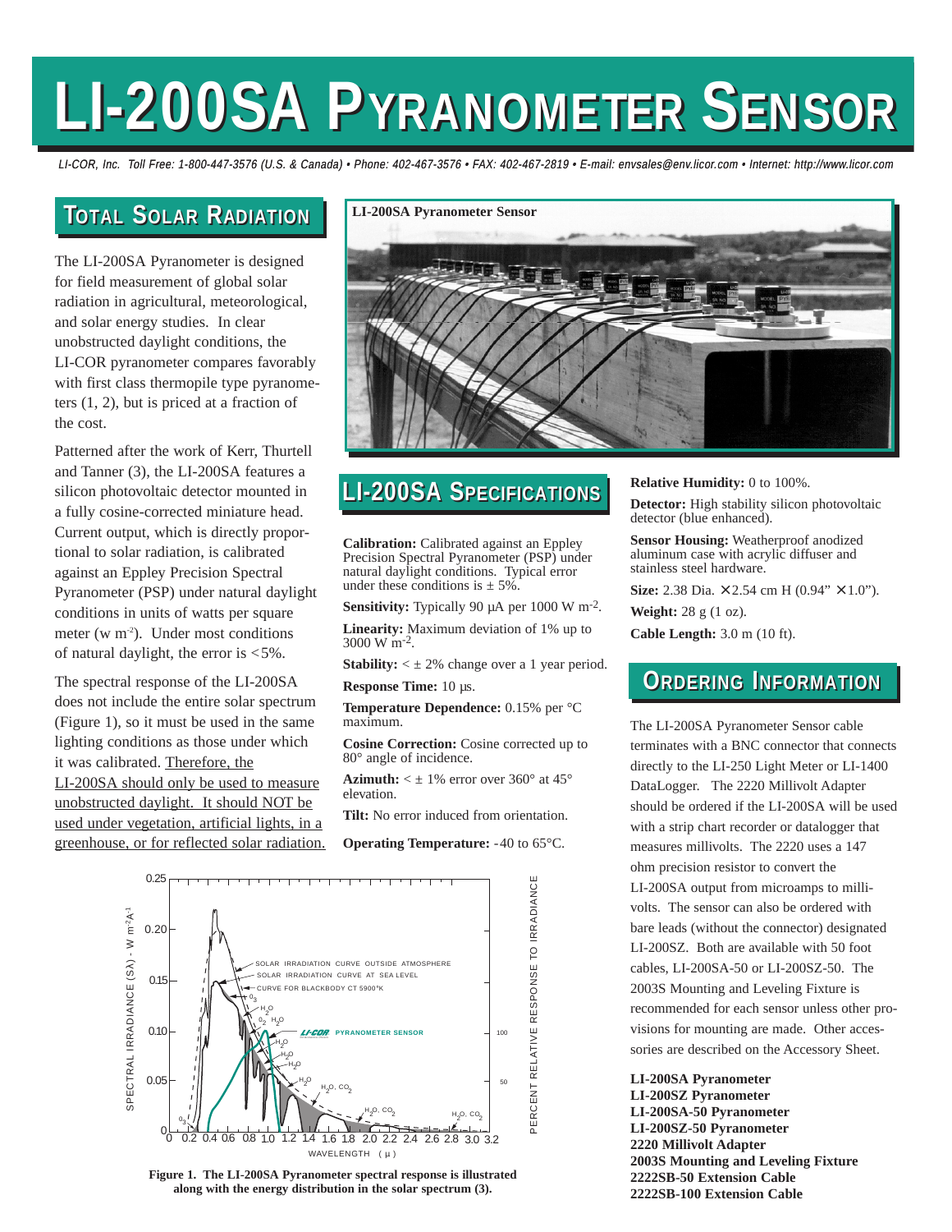# LI-200SA PYRANOMETER SENSOR

*LI-COR, Inc. Toll Free: 1-800-447-3576 (U.S. & Canada) • Phone: 402-467-3576 • FAX: 402-467-2819 • E-mail: envsales@env.licor.com • Internet: http://www.licor.com*

## TOTAL SOLAR RADIATION

The LI-200SA Pyranometer is designed for field measurement of global solar radiation in agricultural, meteorological, and solar energy studies. In clear unobstructed daylight conditions, the LI-COR pyranometer compares favorably with first class thermopile type pyranometers (1, 2), but is priced at a fraction of the cost.

Patterned after the work of Kerr, Thurtell and Tanner (3), the LI-200SA features a silicon photovoltaic detector mounted in a fully cosine-corrected miniature head. Current output, which is directly proportional to solar radiation, is calibrated against an Eppley Precision Spectral Pyranometer (PSP) under natural daylight conditions in units of watts per square meter (w $m^{-2}$). Under most conditions of natural daylight, the error is <5%.

The spectral response of the LI-200SA does not include the entire solar spectrum (Figure 1), so it must be used in the same lighting conditions as those under which it was calibrated. Therefore, the LI-200SA should only be used to measure unobstructed daylight. It should NOT be used under vegetation, artificial lights, in a greenhouse, or for reflected solar radiation.

**LI-200SA Pyranometer Sensor**

## LI-200SA SPECIFICATIONS

**Calibration:** Calibrated against an Eppley Precision Spectral Pyranometer (PSP) under natural daylight conditions. Typical error under these conditions is ± 5%.

**Sensitivity:** Typically 90 µA per 1000 W $m^{-2}$.

**Linearity:** Maximum deviation of 1% up to 3000 W $m^{-2}$.

**Stability:** < ± 2% change over a 1 year period.

**Response Time:** 10 µs.

**Temperature Dependence:** 0.15% per °C maximum.

**Cosine Correction:** Cosine corrected up to 80° angle of incidence.

**Azimuth:** < ± 1% error over 360° at 45° elevation.

**Tilt:** No error induced from orientation.

**Operating Temperature:** -40 to 65°C.

**Relative Humidity:** 0 to 100%.

**Detector:** High stability silicon photovoltaic detector (blue enhanced).

**Sensor Housing:** Weatherproof anodized aluminum case with acrylic diffuser and stainless steel hardware.

**Size:** 2.38 Dia. × 2.54 cm H (0.94" × 1.0").

**Weight:** 28 g (1 oz).

**Cable Length:** 3.0 m (10 ft).

**Figure 1. The LI-200SA Pyranometer spectral response is illustrated along with the energy distribution in the solar spectrum (3).**

## ORDERING INFORMATION

The LI-200SA Pyranometer Sensor cable terminates with a BNC connector that connects directly to the LI-250 Light Meter or LI-1400 DataLogger. The 2220 Millivolt Adapter should be ordered if the LI-200SA will be used with a strip chart recorder or datalogger that measures millivolts. The 2220 uses a 147 ohm precision resistor to convert the LI-200SA output from microamps to millivolts. The sensor can also be ordered with bare leads (without the connector) designated LI-200SZ. Both are available with 50 foot cables, LI-200SA-50 or LI-200SZ-50. The 2003S Mounting and Leveling Fixture is recommended for each sensor unless other provisions for mounting are made. Other accessories are described on the Accessory Sheet.

**LI-200SA Pyranometer**
**LI-200SZ Pyranometer**
**LI-200SA-50 Pyranometer**
**LI-200SZ-50 Pyranometer**
**2220 Millivolt Adapter**
**2003S Mounting and Leveling Fixture**
**2222SB-50 Extension Cable**
**2222SB-100 Extension Cable**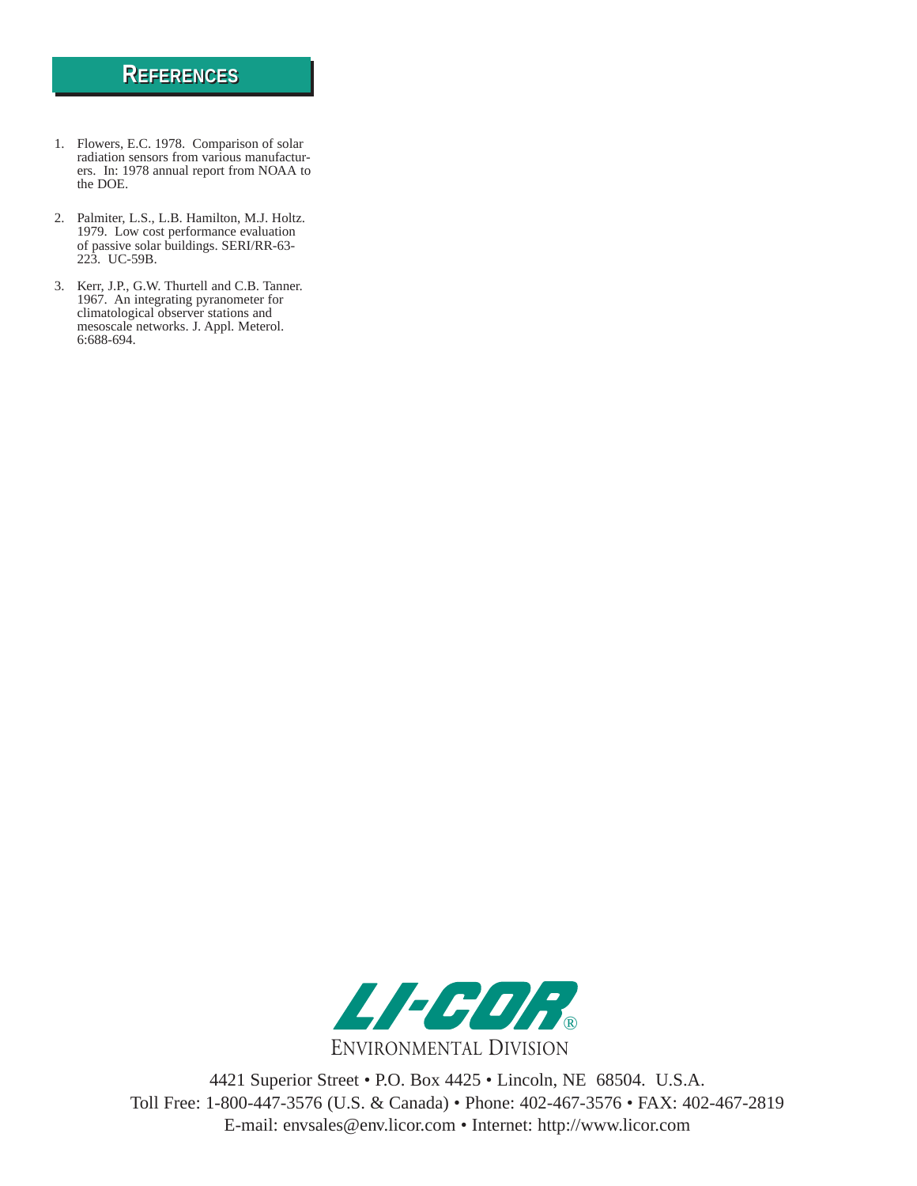## References

1. Flowers, E.C. 1978. Comparison of solar radiation sensors from various manufacturers. In: 1978 annual report from NOAA to the DOE.

2. Palmiter, L.S., L.B. Hamilton, M.J. Holtz. 1979. Low cost performance evaluation of passive solar buildings. SERI/RR-63-223. UC-59B.

3. Kerr, J.P., G.W. Thurtell and C.B. Tanner. 1967. An integrating pyranometer for climatological observer stations and mesoscale networks. J. Appl. Meterol. 6:688-694.

LI-COR®

ENVIRONMENTAL DIVISION

4421 Superior Street • P.O. Box 4425 • Lincoln, NE 68504. U.S.A.
Toll Free: 1-800-447-3576 (U.S. & Canada) • Phone: 402-467-3576 • FAX: 402-467-2819
E-mail: envsales@env.licor.com • Internet: http://www.licor.com